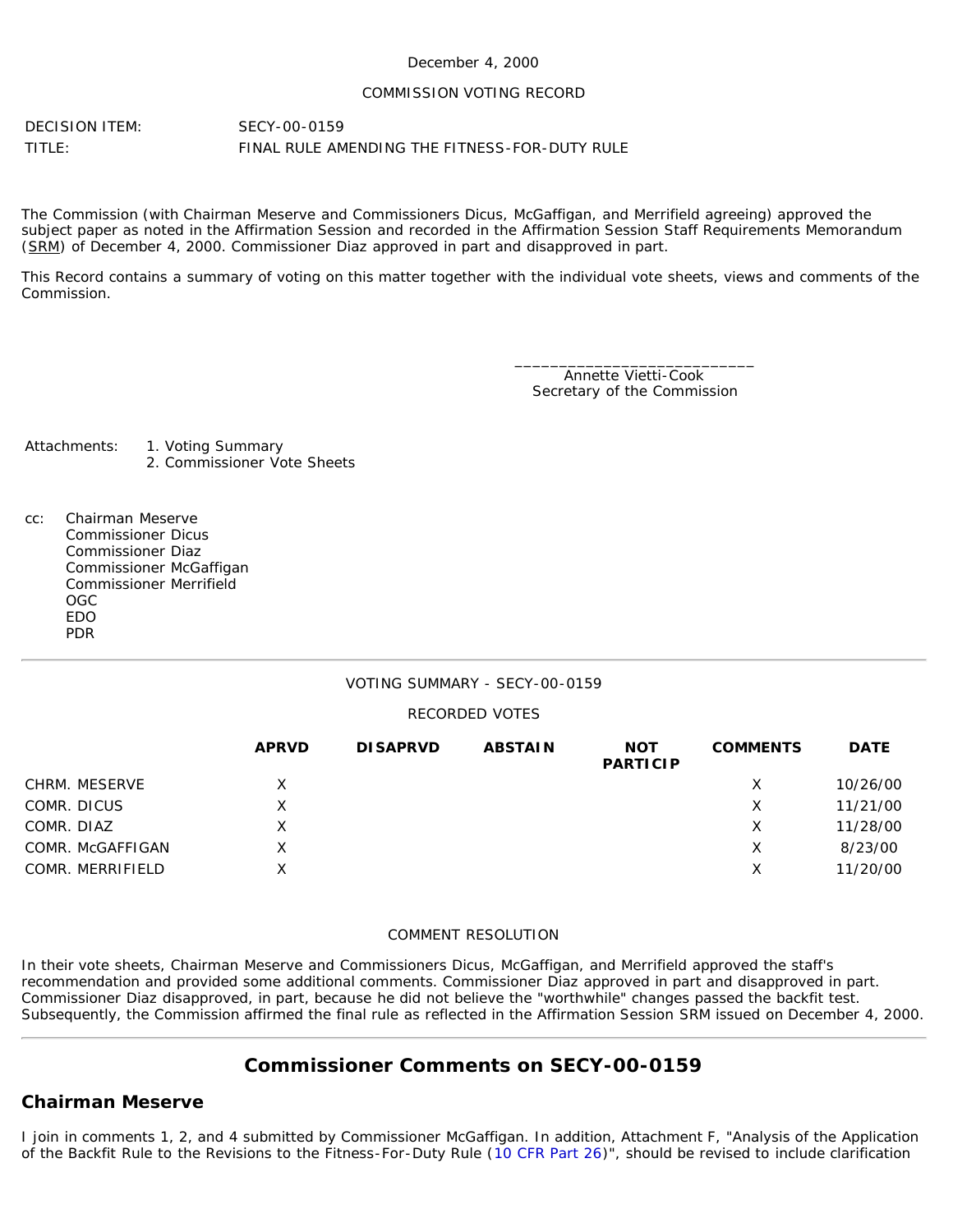December 4, 2000

COMMISSION VOTING RECORD

DECISION ITEM: SECY-00-0159

TITLE: FINAL RULE AMENDING THE FITNESS-FOR-DUTY RULE

The Commission (with Chairman Meserve and Commissioners Dicus, McGaffigan, and Merrifield agreeing) approved the subject paper as noted in the Affirmation Session and recorded in the Affirmation Session Staff Requirements Memorandum (SRM) of December 4, 2000. Commissioner Diaz approved in part and disapproved in part.

This Record contains a summary of voting on this matter together with the individual vote sheets, views and comments of the Commission.

\_\_\_\_\_\_\_\_\_\_\_\_\_\_\_\_\_\_\_\_\_\_\_\_\_\_\_
Annette Vietti-Cook
Secretary of the Commission

Attachments:
1. Voting Summary
2. Commissioner Vote Sheets

cc:
Chairman Meserve
Commissioner Dicus
Commissioner Diaz
Commissioner McGaffigan
Commissioner Merrifield
OGC
EDO
PDR

---

VOTING SUMMARY - SECY-00-0159

RECORDED VOTES

| | APRVD | DISAPRVD | ABSTAIN | NOT PARTICIP | COMMENTS | DATE |
|---|---|---|---|---|---|---|
| CHRM. MESERVE | X | | | | X | 10/26/00 |
| COMR. DICUS | X | | | | X | 11/21/00 |
| COMR. DIAZ | X | | | | X | 11/28/00 |
| COMR. McGAFFIGAN | X | | | | X | 8/23/00 |
| COMR. MERRIFIELD | X | | | | X | 11/20/00 |

COMMENT RESOLUTION

In their vote sheets, Chairman Meserve and Commissioners Dicus, McGaffigan, and Merrifield approved the staff's recommendation and provided some additional comments. Commissioner Diaz approved in part and disapproved in part. Commissioner Diaz disapproved, in part, because he did not believe the "worthwhile" changes passed the backfit test. Subsequently, the Commission affirmed the final rule as reflected in the Affirmation Session SRM issued on December 4, 2000.

---

## Commissioner Comments on SECY-00-0159

### Chairman Meserve

I join in comments 1, 2, and 4 submitted by Commissioner McGaffigan. In addition, Attachment F, "Analysis of the Application of the Backfit Rule to the Revisions to the Fitness-For-Duty Rule (10 CFR Part 26)", should be revised to include clarification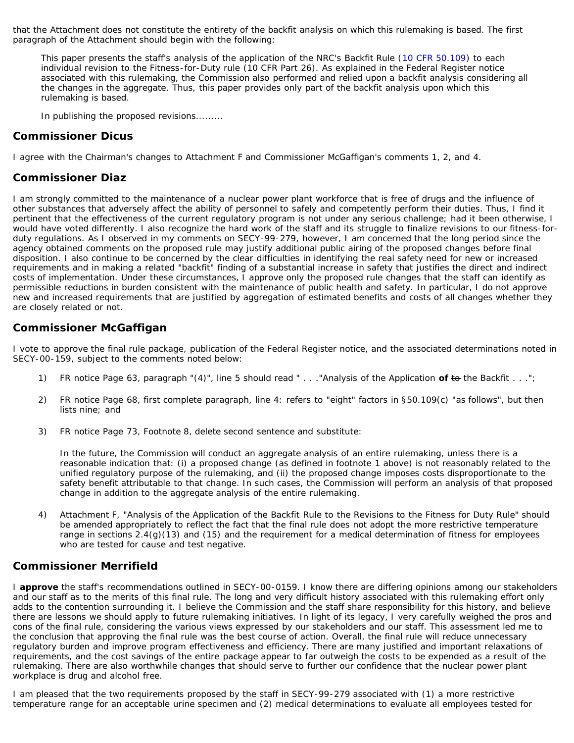that the Attachment does not constitute the entirety of the backfit analysis on which this rulemaking is based. The first paragraph of the Attachment should begin with the following:

> This paper presents the staff's analysis of the application of the NRC's Backfit Rule (10 CFR 50.109) to each individual revision to the Fitness-for-Duty rule (10 CFR Part 26). As explained in the Federal Register notice associated with this rulemaking, the Commission also performed and relied upon a backfit analysis considering all the changes in the aggregate. Thus, this paper provides only part of the backfit analysis upon which this rulemaking is based.
>
> In publishing the proposed revisions.........

## Commissioner Dicus

I agree with the Chairman's changes to Attachment F and Commissioner McGaffigan's comments 1, 2, and 4.

## Commissioner Diaz

I am strongly committed to the maintenance of a nuclear power plant workforce that is free of drugs and the influence of other substances that adversely affect the ability of personnel to safely and competently perform their duties. Thus, I find it pertinent that the effectiveness of the current regulatory program is not under any serious challenge; had it been otherwise, I would have voted differently. I also recognize the hard work of the staff and its struggle to finalize revisions to our fitness-for-duty regulations. As I observed in my comments on SECY-99-279, however, I am concerned that the long period since the agency obtained comments on the proposed rule may justify additional public airing of the proposed changes before final disposition. I also continue to be concerned by the clear difficulties in identifying the real safety need for new or increased requirements and in making a related "backfit" finding of a substantial increase in safety that justifies the direct and indirect costs of implementation. Under these circumstances, I approve only the proposed rule changes that the staff can identify as permissible reductions in burden consistent with the maintenance of public health and safety. In particular, I do not approve new and increased requirements that are justified by aggregation of estimated benefits and costs of all changes whether they are closely related or not.

## Commissioner McGaffigan

I vote to approve the final rule package, publication of the Federal Register notice, and the associated determinations noted in SECY-00-159, subject to the comments noted below:

1) FR notice Page 63, paragraph "(4)", line 5 should read " . . ."Analysis of the Application **of** ~~to~~ the Backfit . . .";

2) FR notice Page 68, first complete paragraph, line 4: refers to "eight" factors in §50.109(c) "as follows", but then lists nine; and

3) FR notice Page 73, Footnote 8, delete second sentence and substitute:

   In the future, the Commission will conduct an aggregate analysis of an entire rulemaking, unless there is a reasonable indication that: (i) a proposed change (as defined in footnote 1 above) is not reasonably related to the unified regulatory purpose of the rulemaking, and (ii) the proposed change imposes costs disproportionate to the safety benefit attributable to that change. In such cases, the Commission will perform an analysis of that proposed change in addition to the aggregate analysis of the entire rulemaking.

4) Attachment F, "Analysis of the Application of the Backfit Rule to the Revisions to the Fitness for Duty Rule" should be amended appropriately to reflect the fact that the final rule does not adopt the more restrictive temperature range in sections 2.4(g)(13) and (15) and the requirement for a medical determination of fitness for employees who are tested for cause and test negative.

## Commissioner Merrifield

I **approve** the staff's recommendations outlined in SECY-00-0159. I know there are differing opinions among our stakeholders and our staff as to the merits of this final rule. The long and very difficult history associated with this rulemaking effort only adds to the contention surrounding it. I believe the Commission and the staff share responsibility for this history, and believe there are lessons we should apply to future rulemaking initiatives. In light of its legacy, I very carefully weighed the pros and cons of the final rule, considering the various views expressed by our stakeholders and our staff. This assessment led me to the conclusion that approving the final rule was the best course of action. Overall, the final rule will reduce unnecessary regulatory burden and improve program effectiveness and efficiency. There are many justified and important relaxations of requirements, and the cost savings of the entire package appear to far outweigh the costs to be expended as a result of the rulemaking. There are also worthwhile changes that should serve to further our confidence that the nuclear power plant workplace is drug and alcohol free.

I am pleased that the two requirements proposed by the staff in SECY-99-279 associated with (1) a more restrictive temperature range for an acceptable urine specimen and (2) medical determinations to evaluate all employees tested for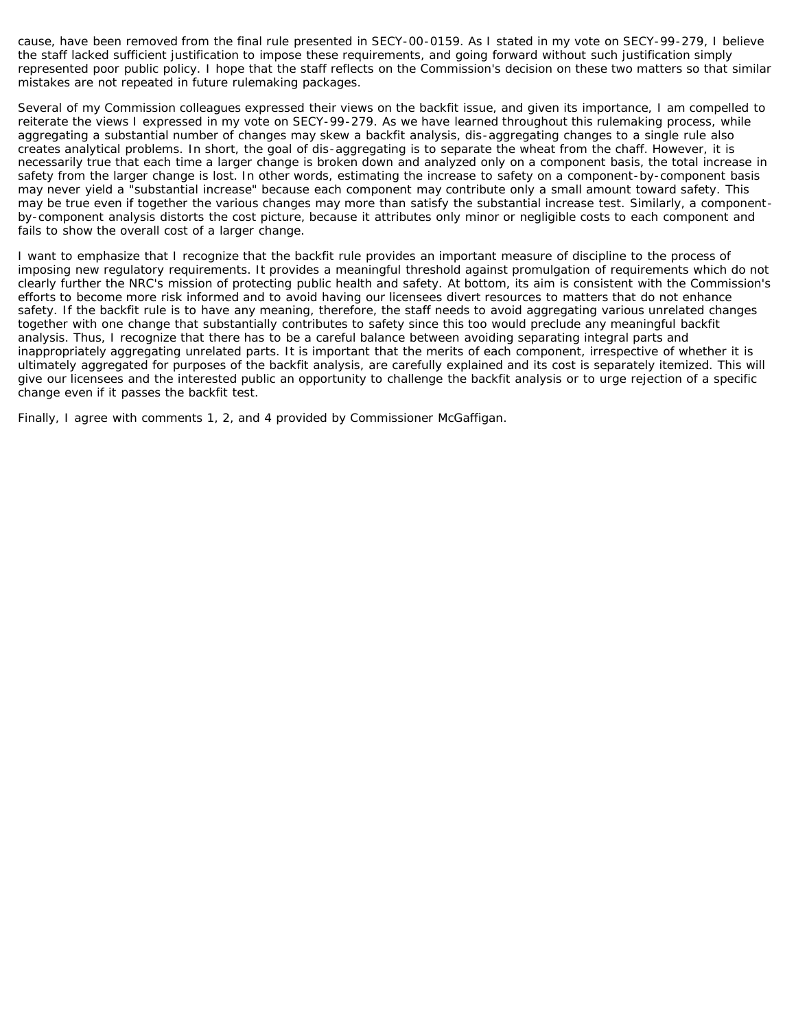cause, have been removed from the final rule presented in SECY-00-0159. As I stated in my vote on SECY-99-279, I believe the staff lacked sufficient justification to impose these requirements, and going forward without such justification simply represented poor public policy. I hope that the staff reflects on the Commission's decision on these two matters so that similar mistakes are not repeated in future rulemaking packages.

Several of my Commission colleagues expressed their views on the backfit issue, and given its importance, I am compelled to reiterate the views I expressed in my vote on SECY-99-279. As we have learned throughout this rulemaking process, while aggregating a substantial number of changes may skew a backfit analysis, dis-aggregating changes to a single rule also creates analytical problems. In short, the goal of dis-aggregating is to separate the wheat from the chaff. However, it is necessarily true that each time a larger change is broken down and analyzed only on a component basis, the total increase in safety from the larger change is lost. In other words, estimating the increase to safety on a component-by-component basis may never yield a "substantial increase" because each component may contribute only a small amount toward safety. This may be true even if together the various changes may more than satisfy the substantial increase test. Similarly, a component-by-component analysis distorts the cost picture, because it attributes only minor or negligible costs to each component and fails to show the overall cost of a larger change.

I want to emphasize that I recognize that the backfit rule provides an important measure of discipline to the process of imposing new regulatory requirements. It provides a meaningful threshold against promulgation of requirements which do not clearly further the NRC's mission of protecting public health and safety. At bottom, its aim is consistent with the Commission's efforts to become more risk informed and to avoid having our licensees divert resources to matters that do not enhance safety. If the backfit rule is to have any meaning, therefore, the staff needs to avoid aggregating various unrelated changes together with one change that substantially contributes to safety since this too would preclude any meaningful backfit analysis. Thus, I recognize that there has to be a careful balance between avoiding separating integral parts and inappropriately aggregating unrelated parts. It is important that the merits of each component, irrespective of whether it is ultimately aggregated for purposes of the backfit analysis, are carefully explained and its cost is separately itemized. This will give our licensees and the interested public an opportunity to challenge the backfit analysis or to urge rejection of a specific change even if it passes the backfit test.

Finally, I agree with comments 1, 2, and 4 provided by Commissioner McGaffigan.